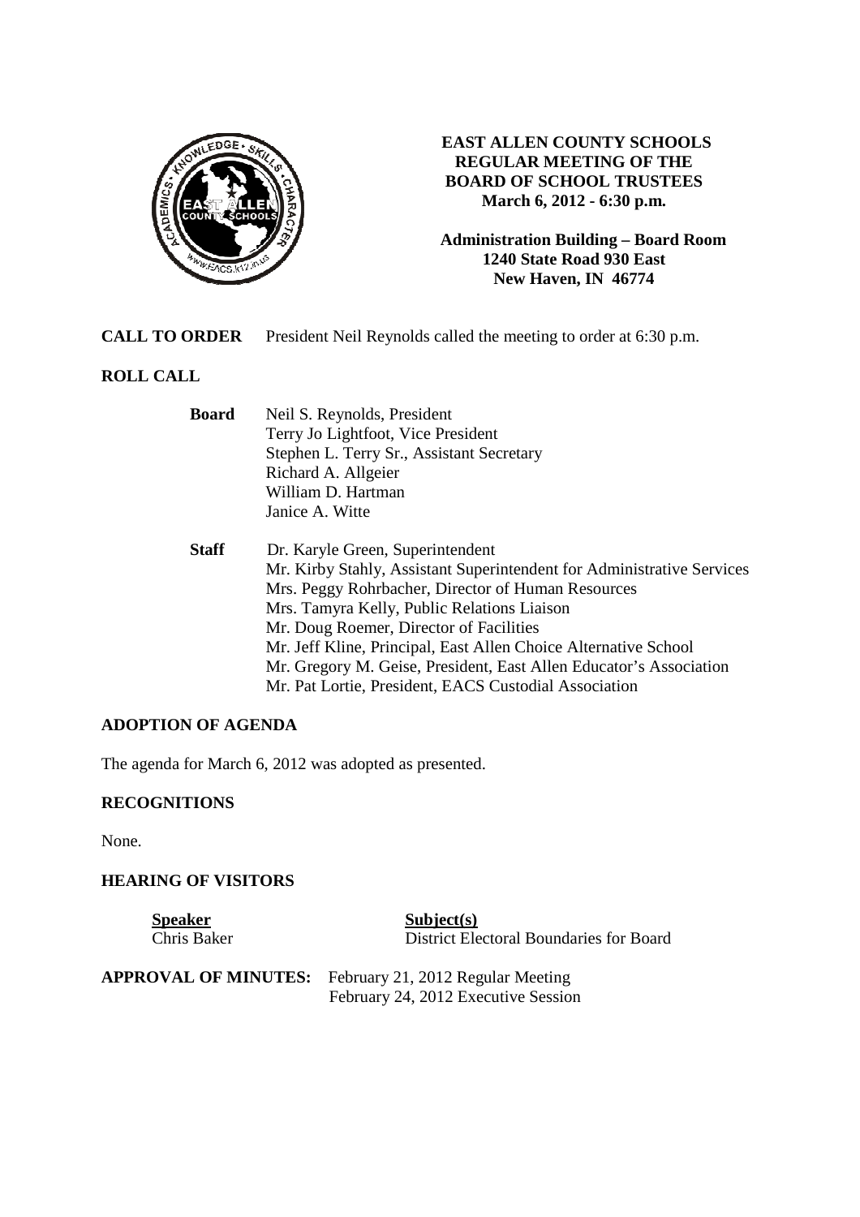**EAST ALLEN COUNTY SCHOOLS**
**REGULAR MEETING OF THE**
**BOARD OF SCHOOL TRUSTEES**
**March 6, 2012 - 6:30 p.m.**

**Administration Building – Board Room**
**1240 State Road 930 East**
**New Haven, IN 46774**

**CALL TO ORDER** President Neil Reynolds called the meeting to order at 6:30 p.m.

## ROLL CALL

**Board**
- Neil S. Reynolds, President
- Terry Jo Lightfoot, Vice President
- Stephen L. Terry Sr., Assistant Secretary
- Richard A. Allgeier
- William D. Hartman
- Janice A. Witte

**Staff**
- Dr. Karyle Green, Superintendent
- Mr. Kirby Stahly, Assistant Superintendent for Administrative Services
- Mrs. Peggy Rohrbacher, Director of Human Resources
- Mrs. Tamyra Kelly, Public Relations Liaison
- Mr. Doug Roemer, Director of Facilities
- Mr. Jeff Kline, Principal, East Allen Choice Alternative School
- Mr. Gregory M. Geise, President, East Allen Educator's Association
- Mr. Pat Lortie, President, EACS Custodial Association

## ADOPTION OF AGENDA

The agenda for March 6, 2012 was adopted as presented.

## RECOGNITIONS

None.

## HEARING OF VISITORS

| Speaker | Subject(s) |
| --- | --- |
| Chris Baker | District Electoral Boundaries for Board |

**APPROVAL OF MINUTES:** February 21, 2012 Regular Meeting
February 24, 2012 Executive Session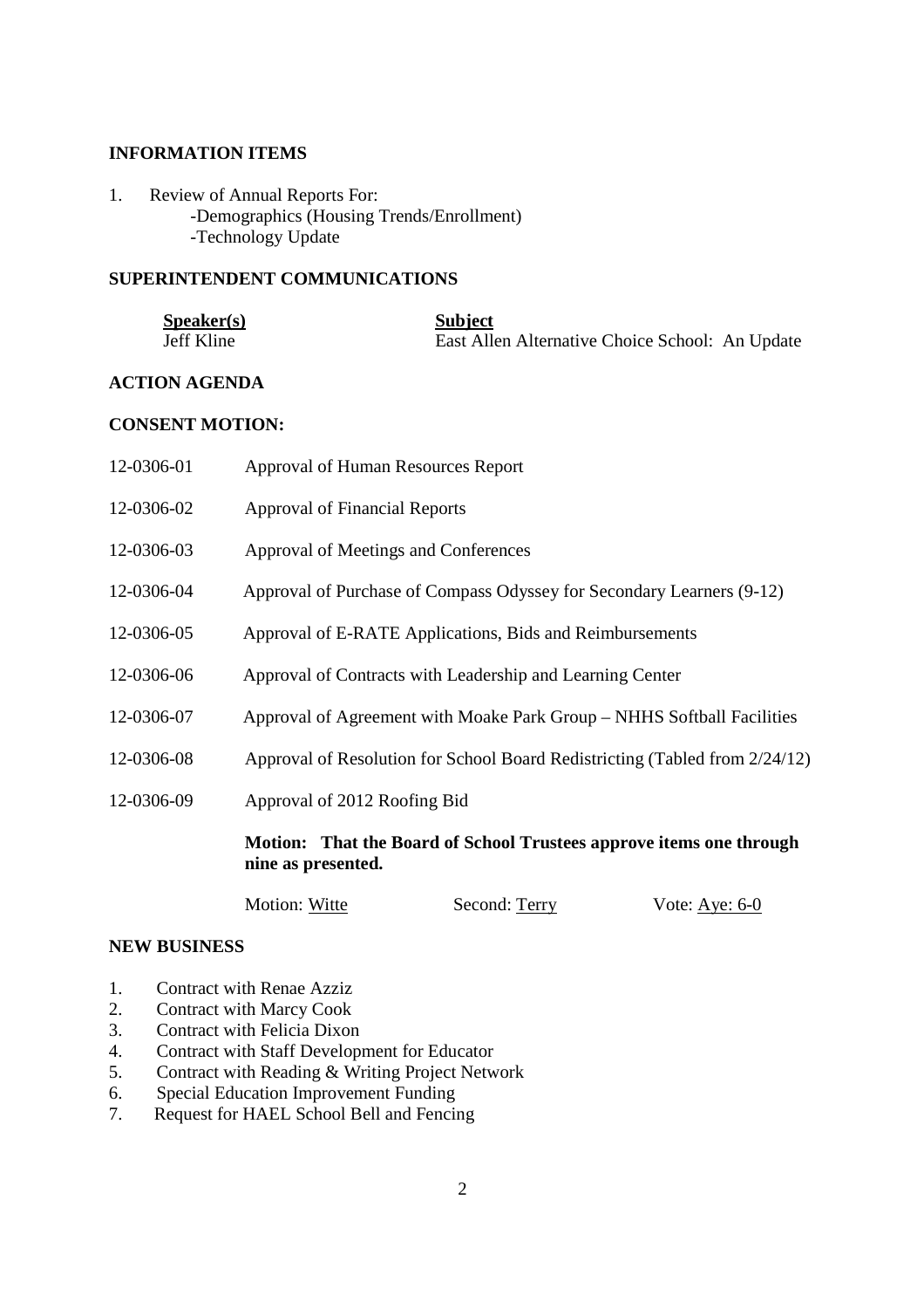## INFORMATION ITEMS

1. Review of Annual Reports For:
   - -Demographics (Housing Trends/Enrollment)
   - -Technology Update

## SUPERINTENDENT COMMUNICATIONS

| Speaker(s) | Subject |
| --- | --- |
| Jeff Kline | East Allen Alternative Choice School: An Update |

## ACTION AGENDA

## CONSENT MOTION:

12-0306-01 Approval of Human Resources Report

12-0306-02 Approval of Financial Reports

12-0306-03 Approval of Meetings and Conferences

12-0306-04 Approval of Purchase of Compass Odyssey for Secondary Learners (9-12)

12-0306-05 Approval of E-RATE Applications, Bids and Reimbursements

12-0306-06 Approval of Contracts with Leadership and Learning Center

12-0306-07 Approval of Agreement with Moake Park Group – NHHS Softball Facilities

12-0306-08 Approval of Resolution for School Board Redistricting (Tabled from 2/24/12)

12-0306-09 Approval of 2012 Roofing Bid

**Motion: That the Board of School Trustees approve items one through nine as presented.**

Motion: Witte    Second: Terry    Vote: Aye: 6-0

## NEW BUSINESS

1. Contract with Renae Azziz
2. Contract with Marcy Cook
3. Contract with Felicia Dixon
4. Contract with Staff Development for Educator
5. Contract with Reading & Writing Project Network
6. Special Education Improvement Funding
7. Request for HAEL School Bell and Fencing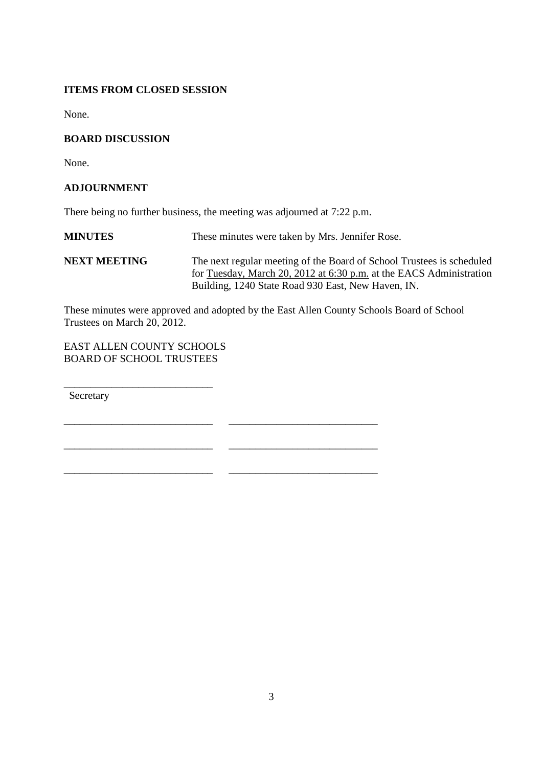**ITEMS FROM CLOSED SESSION**

None.

**BOARD DISCUSSION**

None.

**ADJOURNMENT**

There being no further business, the meeting was adjourned at 7:22 p.m.

**MINUTES** These minutes were taken by Mrs. Jennifer Rose.

**NEXT MEETING** The next regular meeting of the Board of School Trustees is scheduled for Tuesday, March 20, 2012 at 6:30 p.m. at the EACS Administration Building, 1240 State Road 930 East, New Haven, IN.

These minutes were approved and adopted by the East Allen County Schools Board of School Trustees on March 20, 2012.

EAST ALLEN COUNTY SCHOOLS
BOARD OF SCHOOL TRUSTEES

____________________________
Secretary

____________________________ ____________________________

____________________________ ____________________________

____________________________ ____________________________